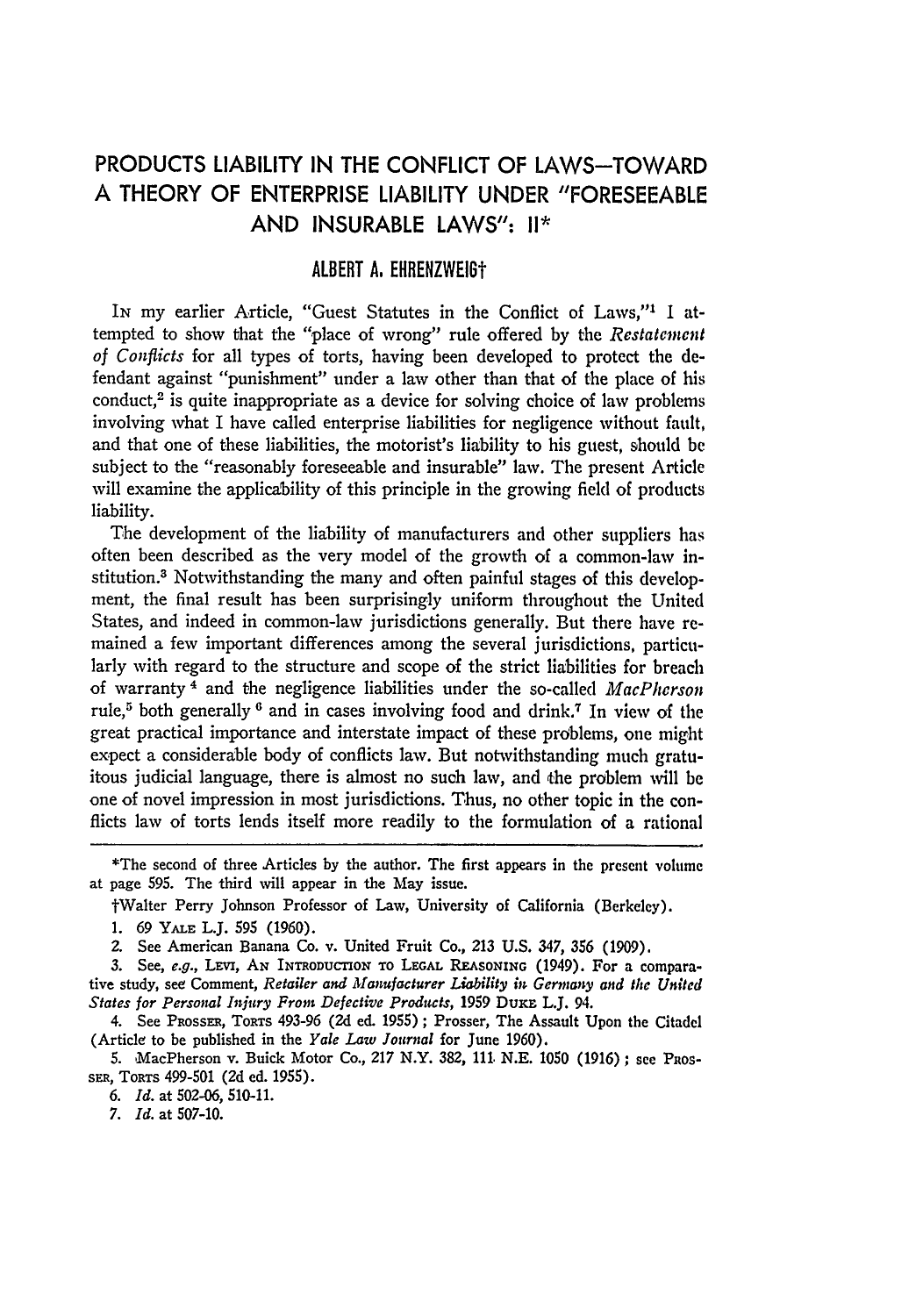# PRODUCTS LIABILITY IN THE CONFLICT OF LAWS—TOWARD A THEORY OF ENTERPRISE LIABILITY UNDER "FORESEEABLE AND INSURABLE LAWS": II*

## ALBERT A. EHRENZWEIG†

In my earlier Article, "Guest Statutes in the Conflict of Laws,"[1] I attempted to show that the "place of wrong" rule offered by the *Restatement of Conflicts* for all types of torts, having been developed to protect the defendant against "punishment" under a law other than that of the place of his conduct,[2] is quite inappropriate as a device for solving choice of law problems involving what I have called enterprise liabilities for negligence without fault, and that one of these liabilities, the motorist's liability to his guest, should be subject to the "reasonably foreseeable and insurable" law. The present Article will examine the applicability of this principle in the growing field of products liability.

The development of the liability of manufacturers and other suppliers has often been described as the very model of the growth of a common-law institution.[3] Notwithstanding the many and often painful stages of this development, the final result has been surprisingly uniform throughout the United States, and indeed in common-law jurisdictions generally. But there have remained a few important differences among the several jurisdictions, particularly with regard to the structure and scope of the strict liabilities for breach of warranty[4] and the negligence liabilities under the so-called *MacPherson* rule,[5] both generally[6] and in cases involving food and drink.[7] In view of the great practical importance and interstate impact of these problems, one might expect a considerable body of conflicts law. But notwithstanding much gratuitous judicial language, there is almost no such law, and the problem will be one of novel impression in most jurisdictions. Thus, no other topic in the conflicts law of torts lends itself more readily to the formulation of a rational

---

*The second of three Articles by the author. The first appears in the present volume at page 595. The third will appear in the May issue.

†Walter Perry Johnson Professor of Law, University of California (Berkeley).

1. 69 YALE L.J. 595 (1960).

2. See American Banana Co. v. United Fruit Co., 213 U.S. 347, 356 (1909).

3. See, *e.g.*, LEVI, AN INTRODUCTION TO LEGAL REASONING (1949). For a comparative study, see Comment, *Retailer and Manufacturer Liability in Germany and the United States for Personal Injury From Defective Products*, 1959 DUKE L.J. 94.

4. See PROSSER, TORTS 493-96 (2d ed. 1955); Prosser, The Assault Upon the Citadel (Article to be published in the *Yale Law Journal* for June 1960).

5. MacPherson v. Buick Motor Co., 217 N.Y. 382, 111 N.E. 1050 (1916); see PROSSER, TORTS 499-501 (2d ed. 1955).

6. *Id.* at 502-06, 510-11.

7. *Id.* at 507-10.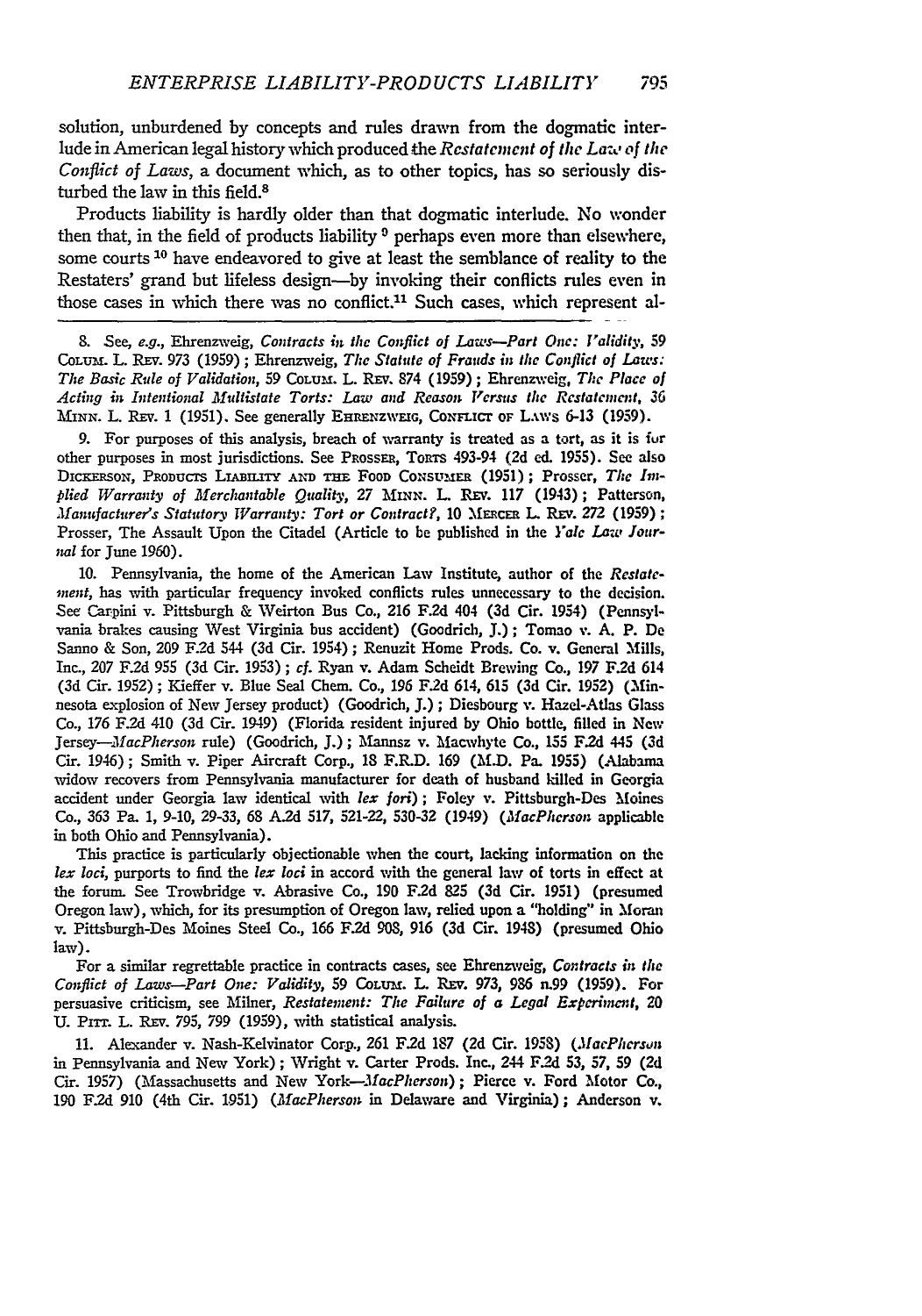solution, unburdened by concepts and rules drawn from the dogmatic interlude in American legal history which produced the *Restatement of the Law of the Conflict of Laws*, a document which, as to other topics, has so seriously disturbed the law in this field.[8]

Products liability is hardly older than that dogmatic interlude. No wonder then that, in the field of products liability[9] perhaps even more than elsewhere, some courts[10] have endeavored to give at least the semblance of reality to the Restaters' grand but lifeless design—by invoking their conflicts rules even in those cases in which there was no conflict.[11] Such cases, which represent al-

---

8. See, *e.g.*, Ehrenzweig, *Contracts in the Conflict of Laws—Part One: Validity*, 59 COLUM. L. REV. 973 (1959); Ehrenzweig, *The Statute of Frauds in the Conflict of Laws: The Basic Rule of Validation*, 59 COLUM. L. REV. 874 (1959); Ehrenzweig, *The Place of Acting in Intentional Multistate Torts: Law and Reason Versus the Restatement*, 36 MINN. L. REV. 1 (1951). See generally EHRENZWEIG, CONFLICT OF LAWS 6-13 (1959).

9. For purposes of this analysis, breach of warranty is treated as a tort, as it is for other purposes in most jurisdictions. See PROSSER, TORTS 493-94 (2d ed. 1955). See also DICKERSON, PRODUCTS LIABILITY AND THE FOOD CONSUMER (1951); Prosser, *The Implied Warranty of Merchantable Quality*, 27 MINN. L. REV. 117 (1943); Patterson, *Manufacturer's Statutory Warranty: Tort or Contract?*, 10 MERCER L. REV. 272 (1959); Prosser, The Assault Upon the Citadel (Article to be published in the *Yale Law Journal* for June 1960).

10. Pennsylvania, the home of the American Law Institute, author of the *Restatement*, has with particular frequency invoked conflicts rules unnecessary to the decision. See Carpini v. Pittsburgh & Weirton Bus Co., 216 F.2d 404 (3d Cir. 1954) (Pennsylvania brakes causing West Virginia bus accident) (Goodrich, J.); Tomao v. A. P. De Sanno & Son, 209 F.2d 544 (3d Cir. 1954); Renuzit Home Prods. Co. v. General Mills, Inc., 207 F.2d 955 (3d Cir. 1953); *cf.* Ryan v. Adam Scheidt Brewing Co., 197 F.2d 614 (3d Cir. 1952); Kieffer v. Blue Seal Chem. Co., 196 F.2d 614, 615 (3d Cir. 1952) (Minnesota explosion of New Jersey product) (Goodrich, J.); Diesbourg v. Hazel-Atlas Glass Co., 176 F.2d 410 (3d Cir. 1949) (Florida resident injured by Ohio bottle, filled in New Jersey—*MacPherson* rule) (Goodrich, J.); Mannsz v. Macwhyte Co., 155 F.2d 445 (3d Cir. 1946); Smith v. Piper Aircraft Corp., 18 F.R.D. 169 (M.D. Pa. 1955) (Alabama widow recovers from Pennsylvania manufacturer for death of husband killed in Georgia accident under Georgia law identical with *lex fori*); Foley v. Pittsburgh-Des Moines Co., 363 Pa. 1, 9-10, 29-33, 68 A.2d 517, 521-22, 530-32 (1949) (*MacPherson* applicable in both Ohio and Pennsylvania).

This practice is particularly objectionable when the court, lacking information on the *lex loci*, purports to find the *lex loci* in accord with the general law of torts in effect at the forum. See Trowbridge v. Abrasive Co., 190 F.2d 825 (3d Cir. 1951) (presumed Oregon law), which, for its presumption of Oregon law, relied upon a "holding" in Moran v. Pittsburgh-Des Moines Steel Co., 166 F.2d 908, 916 (3d Cir. 1948) (presumed Ohio law).

For a similar regrettable practice in contracts cases, see Ehrenzweig, *Contracts in the Conflict of Laws—Part One: Validity*, 59 COLUM. L. REV. 973, 986 n.99 (1959). For persuasive criticism, see Milner, *Restatement: The Failure of a Legal Experiment*, 20 U. PITT. L. REV. 795, 799 (1959), with statistical analysis.

11. Alexander v. Nash-Kelvinator Corp., 261 F.2d 187 (2d Cir. 1958) (*MacPherson* in Pennsylvania and New York); Wright v. Carter Prods. Inc., 244 F.2d 53, 57, 59 (2d Cir. 1957) (Massachusetts and New York—*MacPherson*); Pierce v. Ford Motor Co., 190 F.2d 910 (4th Cir. 1951) (*MacPherson* in Delaware and Virginia); Anderson v.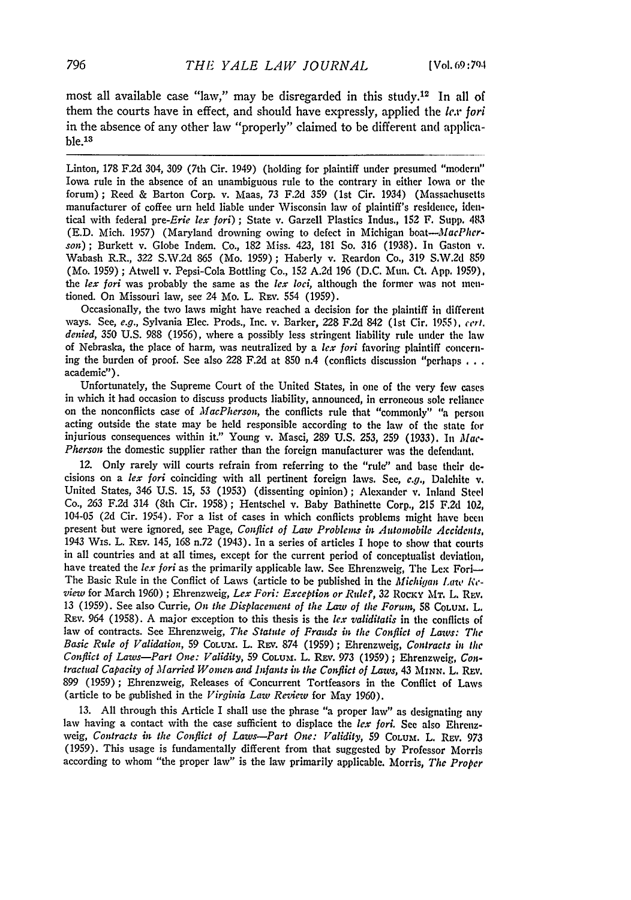most all available case "law," may be disregarded in this study.[12] In all of them the courts have in effect, and should have expressly, applied the *lex fori* in the absence of any other law "properly" claimed to be different and applicable.[13]

---

Linton, 178 F.2d 304, 309 (7th Cir. 1949) (holding for plaintiff under presumed "modern" Iowa rule in the absence of an unambiguous rule to the contrary in either Iowa or the forum); Reed & Barton Corp. v. Maas, 73 F.2d 359 (1st Cir. 1934) (Massachusetts manufacturer of coffee urn held liable under Wisconsin law of plaintiff's residence, identical with federal pre-*Erie lex fori*); State v. Garzell Plastics Indus., 152 F. Supp. 483 (E.D. Mich. 1957) (Maryland drowning owing to defect in Michigan boat—*MacPherson*); Burkett v. Globe Indem. Co., 182 Miss. 423, 181 So. 316 (1938). In Gaston v. Wabash R.R., 322 S.W.2d 865 (Mo. 1959); Haberly v. Reardon Co., 319 S.W.2d 859 (Mo. 1959); Atwell v. Pepsi-Cola Bottling Co., 152 A.2d 196 (D.C. Mun. Ct. App. 1959), the *lex fori* was probably the same as the *lex loci*, although the former was not mentioned. On Missouri law, see 24 Mo. L. Rev. 554 (1959).

Occasionally, the two laws might have reached a decision for the plaintiff in different ways. See, *e.g.*, Sylvania Elec. Prods., Inc. v. Barker, 228 F.2d 842 (1st Cir. 1955), *cert. denied*, 350 U.S. 988 (1956), where a possibly less stringent liability rule under the law of Nebraska, the place of harm, was neutralized by a *lex fori* favoring plaintiff concerning the burden of proof. See also 228 F.2d at 850 n.4 (conflicts discussion "perhaps . . . academic").

Unfortunately, the Supreme Court of the United States, in one of the very few cases in which it had occasion to discuss products liability, announced, in erroneous sole reliance on the nonconflicts case of *MacPherson*, the conflicts rule that "commonly" "a person acting outside the state may be held responsible according to the law of the state for injurious consequences within it." Young v. Masci, 289 U.S. 253, 259 (1933). In *MacPherson* the domestic supplier rather than the foreign manufacturer was the defendant.

12. Only rarely will courts refrain from referring to the "rule" and base their decisions on a *lex fori* coinciding with all pertinent foreign laws. See, *e.g.*, Dalehite v. United States, 346 U.S. 15, 53 (1953) (dissenting opinion); Alexander v. Inland Steel Co., 263 F.2d 314 (8th Cir. 1958); Hentschel v. Baby Bathinette Corp., 215 F.2d 102, 104-05 (2d Cir. 1954). For a list of cases in which conflicts problems might have been present but were ignored, see Page, *Conflict of Law Problems in Automobile Accidents*, 1943 Wis. L. Rev. 145, 168 n.72 (1943). In a series of articles I hope to show that courts in all countries and at all times, except for the current period of conceptualist deviation, have treated the *lex fori* as the primarily applicable law. See Ehrenzweig, The Lex Fori—The Basic Rule in the Conflict of Laws (article to be published in the *Michigan Law Review* for March 1960); Ehrenzweig, *Lex Fori: Exception or Rule?*, 32 Rocky Mt. L. Rev. 13 (1959). See also Currie, *On the Displacement of the Law of the Forum*, 58 Colum. L. Rev. 964 (1958). A major exception to this thesis is the *lex validitatis* in the conflicts of law of contracts. See Ehrenzweig, *The Statute of Frauds in the Conflict of Laws: The Basic Rule of Validation*, 59 Colum. L. Rev. 874 (1959); Ehrenzweig, *Contracts in the Conflict of Laws—Part One: Validity*, 59 Colum. L. Rev. 973 (1959); Ehrenzweig, *Contractual Capacity of Married Women and Infants in the Conflict of Laws*, 43 Minn. L. Rev. 899 (1959); Ehrenzweig, Releases of Concurrent Tortfeasors in the Conflict of Laws (article to be published in the *Virginia Law Review* for May 1960).

13. All through this Article I shall use the phrase "a proper law" as designating any law having a contact with the case sufficient to displace the *lex fori*. See also Ehrenzweig, *Contracts in the Conflict of Laws—Part One: Validity*, 59 Colum. L. Rev. 973 (1959). This usage is fundamentally different from that suggested by Professor Morris according to whom "the proper law" is the law primarily applicable. Morris, *The Proper*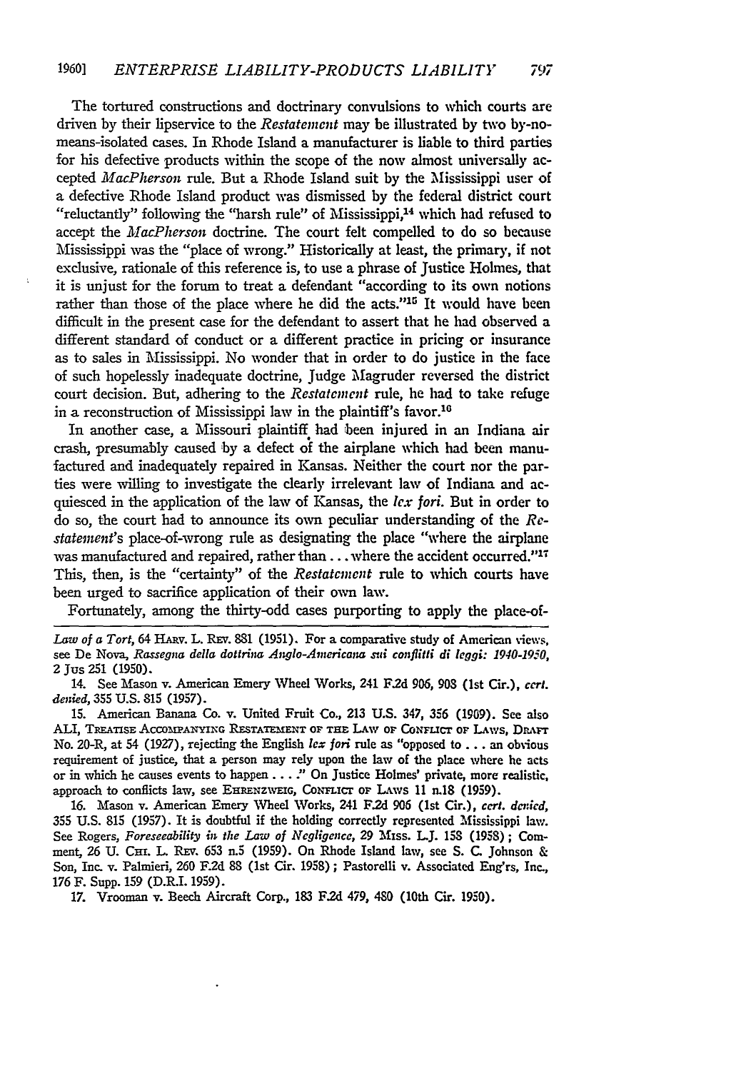The tortured constructions and doctrinary convulsions to which courts are driven by their lipservice to the *Restatement* may be illustrated by two by-no-means-isolated cases. In Rhode Island a manufacturer is liable to third parties for his defective products within the scope of the now almost universally accepted *MacPherson* rule. But a Rhode Island suit by the Mississippi user of a defective Rhode Island product was dismissed by the federal district court "reluctantly" following the "harsh rule" of Mississippi,[14] which had refused to accept the *MacPherson* doctrine. The court felt compelled to do so because Mississippi was the "place of wrong." Historically at least, the primary, if not exclusive, rationale of this reference is, to use a phrase of Justice Holmes, that it is unjust for the forum to treat a defendant "according to its own notions rather than those of the place where he did the acts."[15] It would have been difficult in the present case for the defendant to assert that he had observed a different standard of conduct or a different practice in pricing or insurance as to sales in Mississippi. No wonder that in order to do justice in the face of such hopelessly inadequate doctrine, Judge Magruder reversed the district court decision. But, adhering to the *Restatement* rule, he had to take refuge in a reconstruction of Mississippi law in the plaintiff's favor.[16]

In another case, a Missouri plaintiff had been injured in an Indiana air crash, presumably caused by a defect of the airplane which had been manufactured and inadequately repaired in Kansas. Neither the court nor the parties were willing to investigate the clearly irrelevant law of Indiana and acquiesced in the application of the law of Kansas, the *lex fori*. But in order to do so, the court had to announce its own peculiar understanding of the *Restatement*'s place-of-wrong rule as designating the place "where the airplane was manufactured and repaired, rather than . . . where the accident occurred."[17] This, then, is the "certainty" of the *Restatement* rule to which courts have been urged to sacrifice application of their own law.

Fortunately, among the thirty-odd cases purporting to apply the place-of-

---

*Law of a Tort*, 64 HARV. L. REV. 881 (1951). For a comparative study of American views, see De Nova, *Rassegna della dottrina Anglo-Americana sui conflitti di leggi: 1940-1950*, 2 JUS 251 (1950).

14. See Mason v. American Emery Wheel Works, 241 F.2d 906, 908 (1st Cir.), *cert. denied*, 355 U.S. 815 (1957).

15. American Banana Co. v. United Fruit Co., 213 U.S. 347, 356 (1909). See also ALI, TREATISE ACCOMPANYING RESTATEMENT OF THE LAW OF CONFLICT OF LAWS, DRAFT No. 20-R, at 54 (1927), rejecting the English *lex fori* rule as "opposed to . . . an obvious requirement of justice, that a person may rely upon the law of the place where he acts or in which he causes events to happen . . . ." On Justice Holmes' private, more realistic, approach to conflicts law, see EHRENZWEIG, CONFLICT OF LAWS 11 n.18 (1959).

16. Mason v. American Emery Wheel Works, 241 F.2d 906 (1st Cir.), *cert. denied*, 355 U.S. 815 (1957). It is doubtful if the holding correctly represented Mississippi law. See Rogers, *Foreseeability in the Law of Negligence*, 29 MISS. L.J. 158 (1958); Comment, 26 U. CHI. L. REV. 653 n.5 (1959). On Rhode Island law, see S. C. Johnson & Son, Inc. v. Palmieri, 260 F.2d 88 (1st Cir. 1958); Pastorelli v. Associated Eng'rs, Inc., 176 F. Supp. 159 (D.R.I. 1959).

17. Vrooman v. Beech Aircraft Corp., 183 F.2d 479, 480 (10th Cir. 1950).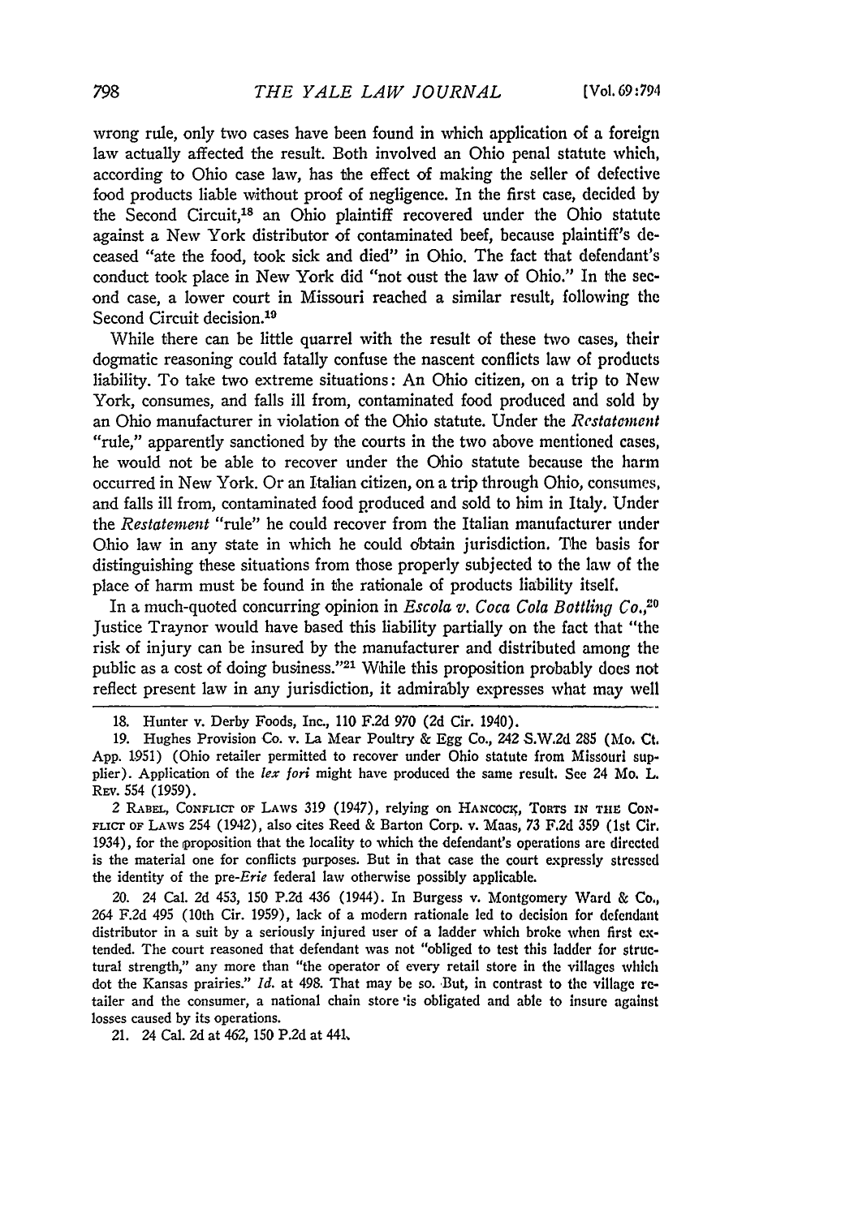wrong rule, only two cases have been found in which application of a foreign law actually affected the result. Both involved an Ohio penal statute which, according to Ohio case law, has the effect of making the seller of defective food products liable without proof of negligence. In the first case, decided by the Second Circuit,[18] an Ohio plaintiff recovered under the Ohio statute against a New York distributor of contaminated beef, because plaintiff's deceased "ate the food, took sick and died" in Ohio. The fact that defendant's conduct took place in New York did "not oust the law of Ohio." In the second case, a lower court in Missouri reached a similar result, following the Second Circuit decision.[19]

While there can be little quarrel with the result of these two cases, their dogmatic reasoning could fatally confuse the nascent conflicts law of products liability. To take two extreme situations: An Ohio citizen, on a trip to New York, consumes, and falls ill from, contaminated food produced and sold by an Ohio manufacturer in violation of the Ohio statute. Under the *Restatement* "rule," apparently sanctioned by the courts in the two above mentioned cases, he would not be able to recover under the Ohio statute because the harm occurred in New York. Or an Italian citizen, on a trip through Ohio, consumes, and falls ill from, contaminated food produced and sold to him in Italy. Under the *Restatement* "rule" he could recover from the Italian manufacturer under Ohio law in any state in which he could obtain jurisdiction. The basis for distinguishing these situations from those properly subjected to the law of the place of harm must be found in the rationale of products liability itself.

In a much-quoted concurring opinion in *Escola v. Coca Cola Bottling Co.*,[20] Justice Traynor would have based this liability partially on the fact that "the risk of injury can be insured by the manufacturer and distributed among the public as a cost of doing business."[21] While this proposition probably does not reflect present law in any jurisdiction, it admirably expresses what may well

---

18. Hunter v. Derby Foods, Inc., 110 F.2d 970 (2d Cir. 1940).

19. Hughes Provision Co. v. La Mear Poultry & Egg Co., 242 S.W.2d 285 (Mo. Ct. App. 1951) (Ohio retailer permitted to recover under Ohio statute from Missouri supplier). Application of the *lex fori* might have produced the same result. See 24 Mo. L. Rev. 554 (1959).

2 Rabel, Conflict of Laws 319 (1947), relying on Hancock, Torts in the Conflict of Laws 254 (1942), also cites Reed & Barton Corp. v. Maas, 73 F.2d 359 (1st Cir. 1934), for the proposition that the locality to which the defendant's operations are directed is the material one for conflicts purposes. But in that case the court expressly stressed the identity of the pre-*Erie* federal law otherwise possibly applicable.

20. 24 Cal. 2d 453, 150 P.2d 436 (1944). In Burgess v. Montgomery Ward & Co., 264 F.2d 495 (10th Cir. 1959), lack of a modern rationale led to decision for defendant distributor in a suit by a seriously injured user of a ladder which broke when first extended. The court reasoned that defendant was not "obliged to test this ladder for structural strength," any more than "the operator of every retail store in the villages which dot the Kansas prairies." *Id.* at 498. That may be so. But, in contrast to the village retailer and the consumer, a national chain store is obligated and able to insure against losses caused by its operations.

21. 24 Cal. 2d at 462, 150 P.2d at 441.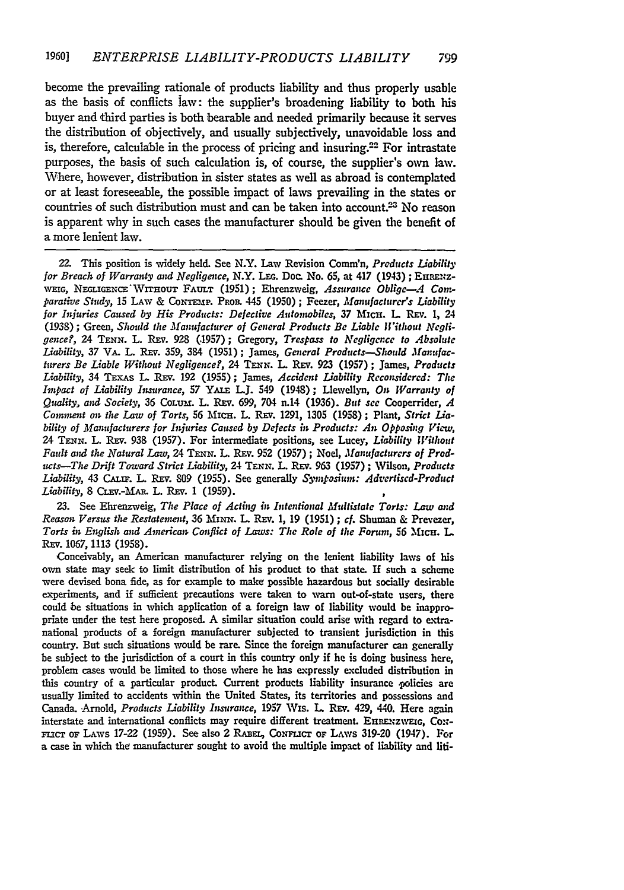become the prevailing rationale of products liability and thus properly usable as the basis of conflicts law: the supplier's broadening liability to both his buyer and third parties is both bearable and needed primarily because it serves the distribution of objectively, and usually subjectively, unavoidable loss and is, therefore, calculable in the process of pricing and insuring.[22] For intrastate purposes, the basis of such calculation is, of course, the supplier's own law. Where, however, distribution in sister states as well as abroad is contemplated or at least foreseeable, the possible impact of laws prevailing in the states or countries of such distribution must and can be taken into account.[23] No reason is apparent why in such cases the manufacturer should be given the benefit of a more lenient law.

---

22. This position is widely held. See N.Y. Law Revision Comm'n, *Products Liability for Breach of Warranty and Negligence*, N.Y. Leg. Doc. No. 65, at 417 (1943); Ehrenzweig, Negligence Without Fault (1951); Ehrenzweig, *Assurance Oblige—A Comparative Study*, 15 Law & Contemp. Prob. 445 (1950); Feezer, *Manufacturer's Liability for Injuries Caused by His Products: Defective Automobiles*, 37 Mich. L. Rev. 1, 24 (1938); Green, *Should the Manufacturer of General Products Be Liable Without Negligence?*, 24 Tenn. L. Rev. 928 (1957); Gregory, *Trespass to Negligence to Absolute Liability*, 37 Va. L. Rev. 359, 384 (1951); James, *General Products—Should Manufacturers Be Liable Without Negligence?*, 24 Tenn. L. Rev. 923 (1957); James, *Products Liability*, 34 Texas L. Rev. 192 (1955); James, *Accident Liability Reconsidered: The Impact of Liability Insurance*, 57 Yale L.J. 549 (1948); Llewellyn, *On Warranty of Quality, and Society*, 36 Colum. L. Rev. 699, 704 n.14 (1936). *But see* Cooperrider, *A Comment on the Law of Torts*, 56 Mich. L. Rev. 1291, 1305 (1958); Plant, *Strict Liability of Manufacturers for Injuries Caused by Defects in Products: An Opposing View*, 24 Tenn. L. Rev. 938 (1957). For intermediate positions, see Lucey, *Liability Without Fault and the Natural Law*, 24 Tenn. L. Rev. 952 (1957); Noel, *Manufacturers of Products—The Drift Toward Strict Liability*, 24 Tenn. L. Rev. 963 (1957); Wilson, *Products Liability*, 43 Calif. L. Rev. 809 (1955). See generally *Symposium: Advertised-Product Liability*, 8 Clev.-Mar. L. Rev. 1 (1959).

23. See Ehrenzweig, *The Place of Acting in Intentional Multistate Torts: Law and Reason Versus the Restatement*, 36 Minn. L. Rev. 1, 19 (1951); *cf.* Shuman & Prevezer, *Torts in English and American Conflict of Laws: The Role of the Forum*, 56 Mich. L. Rev. 1067, 1113 (1958).

Conceivably, an American manufacturer relying on the lenient liability laws of his own state may seek to limit distribution of his product to that state. If such a scheme were devised bona fide, as for example to make possible hazardous but socially desirable experiments, and if sufficient precautions were taken to warn out-of-state users, there could be situations in which application of a foreign law of liability would be inappropriate under the test here proposed. A similar situation could arise with regard to extranational products of a foreign manufacturer subjected to transient jurisdiction in this country. But such situations would be rare. Since the foreign manufacturer can generally be subject to the jurisdiction of a court in this country only if he is doing business here, problem cases would be limited to those where he has expressly excluded distribution in this country of a particular product. Current products liability insurance policies are usually limited to accidents within the United States, its territories and possessions and Canada. Arnold, *Products Liability Insurance*, 1957 Wis. L. Rev. 429, 440. Here again interstate and international conflicts may require different treatment. Ehrenzweig, Conflict of Laws 17-22 (1959). See also 2 Rabel, Conflict of Laws 319-20 (1947). For a case in which the manufacturer sought to avoid the multiple impact of liability and liti-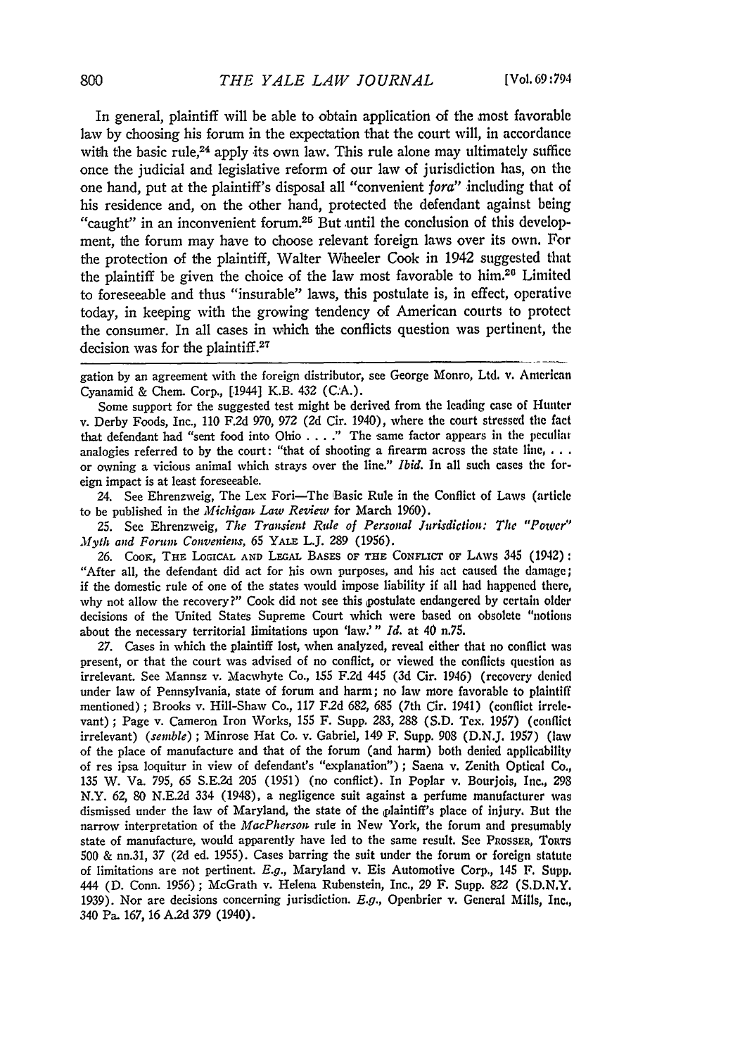In general, plaintiff will be able to obtain application of the most favorable law by choosing his forum in the expectation that the court will, in accordance with the basic rule,[24] apply its own law. This rule alone may ultimately suffice once the judicial and legislative reform of our law of jurisdiction has, on the one hand, put at the plaintiff's disposal all "convenient *fora*" including that of his residence and, on the other hand, protected the defendant against being "caught" in an inconvenient forum.[25] But until the conclusion of this development, the forum may have to choose relevant foreign laws over its own. For the protection of the plaintiff, Walter Wheeler Cook in 1942 suggested that the plaintiff be given the choice of the law most favorable to him.[26] Limited to foreseeable and thus "insurable" laws, this postulate is, in effect, operative today, in keeping with the growing tendency of American courts to protect the consumer. In all cases in which the conflicts question was pertinent, the decision was for the plaintiff.[27]

---

gation by an agreement with the foreign distributor, see George Monro, Ltd. v. American Cyanamid & Chem. Corp., [1944] K.B. 432 (C.A.).

Some support for the suggested test might be derived from the leading case of Hunter v. Derby Foods, Inc., 110 F.2d 970, 972 (2d Cir. 1940), where the court stressed the fact that defendant had "sent food into Ohio . . . ." The same factor appears in the peculiar analogies referred to by the court: "that of shooting a firearm across the state line, . . . or owning a vicious animal which strays over the line." *Ibid.* In all such cases the foreign impact is at least foreseeable.

24. See Ehrenzweig, The Lex Fori—The Basic Rule in the Conflict of Laws (article to be published in the *Michigan Law Review* for March 1960).

25. See Ehrenzweig, *The Transient Rule of Personal Jurisdiction: The "Power" Myth and Forum Conveniens*, 65 YALE L.J. 289 (1956).

26. COOK, THE LOGICAL AND LEGAL BASES OF THE CONFLICT OF LAWS 345 (1942): "After all, the defendant did act for his own purposes, and his act caused the damage; if the domestic rule of one of the states would impose liability if all had happened there, why not allow the recovery?" Cook did not see this postulate endangered by certain older decisions of the United States Supreme Court which were based on obsolete "notions about the necessary territorial limitations upon 'law.'" *Id.* at 40 n.75.

27. Cases in which the plaintiff lost, when analyzed, reveal either that no conflict was present, or that the court was advised of no conflict, or viewed the conflicts question as irrelevant. See Mannsz v. Macwhyte Co., 155 F.2d 445 (3d Cir. 1946) (recovery denied under law of Pennsylvania, state of forum and harm; no law more favorable to plaintiff mentioned); Brooks v. Hill-Shaw Co., 117 F.2d 682, 685 (7th Cir. 1941) (conflict irrelevant); Page v. Cameron Iron Works, 155 F. Supp. 283, 288 (S.D. Tex. 1957) (conflict irrelevant) (*semble*); Minrose Hat Co. v. Gabriel, 149 F. Supp. 908 (D.N.J. 1957) (law of the place of manufacture and that of the forum (and harm) both denied applicability of res ipsa loquitur in view of defendant's "explanation"); Saena v. Zenith Optical Co., 135 W. Va. 795, 65 S.E.2d 205 (1951) (no conflict). In Poplar v. Bourjois, Inc., 298 N.Y. 62, 80 N.E.2d 334 (1948), a negligence suit against a perfume manufacturer was dismissed under the law of Maryland, the state of the plaintiff's place of injury. But the narrow interpretation of the *MacPherson* rule in New York, the forum and presumably state of manufacture, would apparently have led to the same result. See PROSSER, TORTS 500 & nn.31, 37 (2d ed. 1955). Cases barring the suit under the forum or foreign statute of limitations are not pertinent. *E.g.*, Maryland v. Eis Automotive Corp., 145 F. Supp. 444 (D. Conn. 1956); McGrath v. Helena Rubenstein, Inc., 29 F. Supp. 822 (S.D.N.Y. 1939). Nor are decisions concerning jurisdiction. *E.g.*, Openbrier v. General Mills, Inc., 340 Pa. 167, 16 A.2d 379 (1940).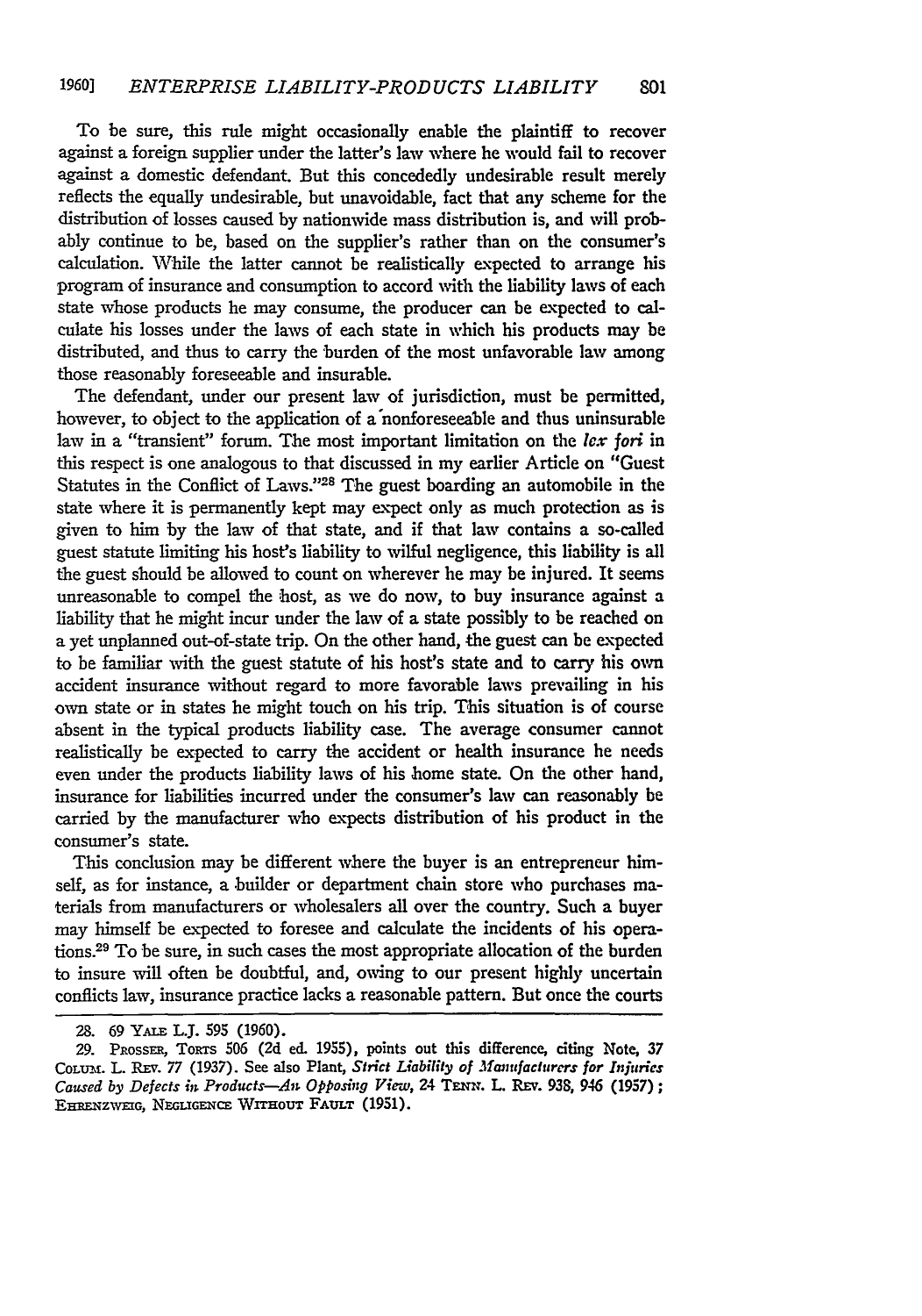To be sure, this rule might occasionally enable the plaintiff to recover against a foreign supplier under the latter's law where he would fail to recover against a domestic defendant. But this concededly undesirable result merely reflects the equally undesirable, but unavoidable, fact that any scheme for the distribution of losses caused by nationwide mass distribution is, and will probably continue to be, based on the supplier's rather than on the consumer's calculation. While the latter cannot be realistically expected to arrange his program of insurance and consumption to accord with the liability laws of each state whose products he may consume, the producer can be expected to calculate his losses under the laws of each state in which his products may be distributed, and thus to carry the burden of the most unfavorable law among those reasonably foreseeable and insurable.

The defendant, under our present law of jurisdiction, must be permitted, however, to object to the application of a nonforeseeable and thus uninsurable law in a "transient" forum. The most important limitation on the *lex fori* in this respect is one analogous to that discussed in my earlier Article on "Guest Statutes in the Conflict of Laws."[28] The guest boarding an automobile in the state where it is permanently kept may expect only as much protection as is given to him by the law of that state, and if that law contains a so-called guest statute limiting his host's liability to wilful negligence, this liability is all the guest should be allowed to count on wherever he may be injured. It seems unreasonable to compel the host, as we do now, to buy insurance against a liability that he might incur under the law of a state possibly to be reached on a yet unplanned out-of-state trip. On the other hand, the guest can be expected to be familiar with the guest statute of his host's state and to carry his own accident insurance without regard to more favorable laws prevailing in his own state or in states he might touch on his trip. This situation is of course absent in the typical products liability case. The average consumer cannot realistically be expected to carry the accident or health insurance he needs even under the products liability laws of his home state. On the other hand, insurance for liabilities incurred under the consumer's law can reasonably be carried by the manufacturer who expects distribution of his product in the consumer's state.

This conclusion may be different where the buyer is an entrepreneur himself, as for instance, a builder or department chain store who purchases materials from manufacturers or wholesalers all over the country. Such a buyer may himself be expected to foresee and calculate the incidents of his operations.[29] To be sure, in such cases the most appropriate allocation of the burden to insure will often be doubtful, and, owing to our present highly uncertain conflicts law, insurance practice lacks a reasonable pattern. But once the courts

---

28. 69 YALE L.J. 595 (1960).

29. PROSSER, TORTS 506 (2d ed. 1955), points out this difference, citing Note, 37 COLUM. L. REV. 77 (1937). See also Plant, *Strict Liability of Manufacturers for Injuries Caused by Defects in Products—An Opposing View*, 24 TENN. L. REV. 938, 946 (1957); EHRENZWEIG, NEGLIGENCE WITHOUT FAULT (1951).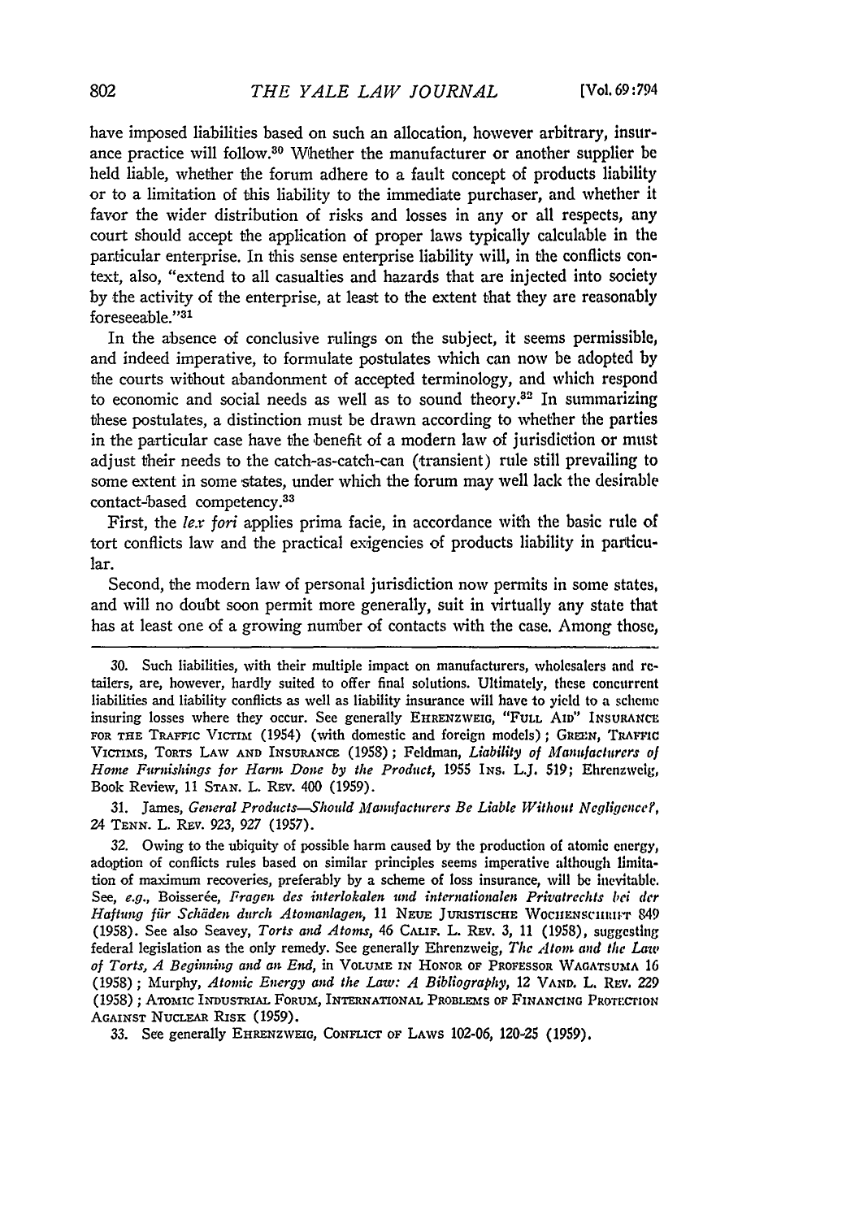have imposed liabilities based on such an allocation, however arbitrary, insurance practice will follow.[30] Whether the manufacturer or another supplier be held liable, whether the forum adhere to a fault concept of products liability or to a limitation of this liability to the immediate purchaser, and whether it favor the wider distribution of risks and losses in any or all respects, any court should accept the application of proper laws typically calculable in the particular enterprise. In this sense enterprise liability will, in the conflicts context, also, "extend to all casualties and hazards that are injected into society by the activity of the enterprise, at least to the extent that they are reasonably foreseeable."[31]

In the absence of conclusive rulings on the subject, it seems permissible, and indeed imperative, to formulate postulates which can now be adopted by the courts without abandonment of accepted terminology, and which respond to economic and social needs as well as to sound theory.[32] In summarizing these postulates, a distinction must be drawn according to whether the parties in the particular case have the benefit of a modern law of jurisdiction or must adjust their needs to the catch-as-catch-can (transient) rule still prevailing to some extent in some states, under which the forum may well lack the desirable contact-based competency.[33]

First, the *lex fori* applies prima facie, in accordance with the basic rule of tort conflicts law and the practical exigencies of products liability in particular.

Second, the modern law of personal jurisdiction now permits in some states, and will no doubt soon permit more generally, suit in virtually any state that has at least one of a growing number of contacts with the case. Among those,

---

30. Such liabilities, with their multiple impact on manufacturers, wholesalers and retailers, are, however, hardly suited to offer final solutions. Ultimately, these concurrent liabilities and liability conflicts as well as liability insurance will have to yield to a scheme insuring losses where they occur. See generally EHRENZWEIG, "FULL AID" INSURANCE FOR THE TRAFFIC VICTIM (1954) (with domestic and foreign models); GREEN, TRAFFIC VICTIMS, TORTS LAW AND INSURANCE (1958); Feldman, *Liability of Manufacturers of Home Furnishings for Harm Done by the Product*, 1955 INS. L.J. 519; Ehrenzweig, Book Review, 11 STAN. L. REV. 400 (1959).

31. James, *General Products—Should Manufacturers Be Liable Without Negligence?*, 24 TENN. L. REV. 923, 927 (1957).

32. Owing to the ubiquity of possible harm caused by the production of atomic energy, adoption of conflicts rules based on similar principles seems imperative although limitation of maximum recoveries, preferably by a scheme of loss insurance, will be inevitable. See, *e.g.*, Boisserée, *Fragen des interlokalen und internationalen Privatrechts bei der Haftung für Schäden durch Atomanlagen*, 11 NEUE JURISTISCHE WOCHENSCHRIFT 849 (1958). See also Seavey, *Torts and Atoms*, 46 CALIF. L. REV. 3, 11 (1958), suggesting federal legislation as the only remedy. See generally Ehrenzweig, *The Atom and the Law of Torts, A Beginning and an End*, in VOLUME IN HONOR OF PROFESSOR WAGATSUMA 16 (1958); Murphy, *Atomic Energy and the Law: A Bibliography*, 12 VAND. L. REV. 229 (1958); ATOMIC INDUSTRIAL FORUM, INTERNATIONAL PROBLEMS OF FINANCING PROTECTION AGAINST NUCLEAR RISK (1959).

33. See generally EHRENZWEIG, CONFLICT OF LAWS 102-06, 120-25 (1959).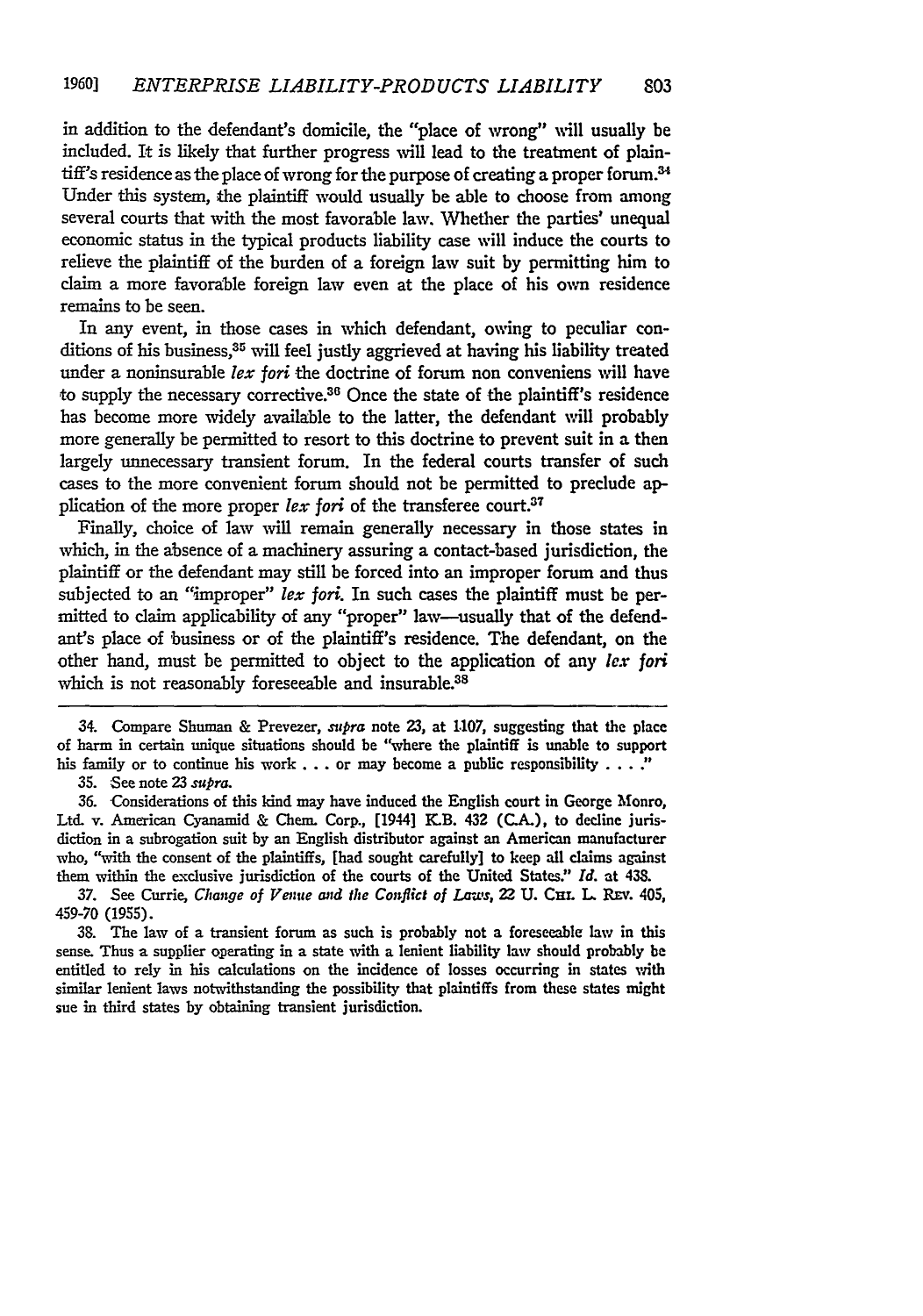in addition to the defendant's domicile, the "place of wrong" will usually be included. It is likely that further progress will lead to the treatment of plaintiff's residence as the place of wrong for the purpose of creating a proper forum.[34] Under this system, the plaintiff would usually be able to choose from among several courts that with the most favorable law. Whether the parties' unequal economic status in the typical products liability case will induce the courts to relieve the plaintiff of the burden of a foreign law suit by permitting him to claim a more favorable foreign law even at the place of his own residence remains to be seen.

In any event, in those cases in which defendant, owing to peculiar conditions of his business,[35] will feel justly aggrieved at having his liability treated under a noninsurable *lex fori* the doctrine of forum non conveniens will have to supply the necessary corrective.[36] Once the state of the plaintiff's residence has become more widely available to the latter, the defendant will probably more generally be permitted to resort to this doctrine to prevent suit in a then largely unnecessary transient forum. In the federal courts transfer of such cases to the more convenient forum should not be permitted to preclude application of the more proper *lex fori* of the transferee court.[37]

Finally, choice of law will remain generally necessary in those states in which, in the absence of a machinery assuring a contact-based jurisdiction, the plaintiff or the defendant may still be forced into an improper forum and thus subjected to an "improper" *lex fori*. In such cases the plaintiff must be permitted to claim applicability of any "proper" law—usually that of the defendant's place of business or of the plaintiff's residence. The defendant, on the other hand, must be permitted to object to the application of any *lex fori* which is not reasonably foreseeable and insurable.[38]

---

34. Compare Shuman & Prevezer, *supra* note 23, at 1107, suggesting that the place of harm in certain unique situations should be "where the plaintiff is unable to support his family or to continue his work . . . or may become a public responsibility . . . ."

35. See note 23 *supra*.

36. Considerations of this kind may have induced the English court in George Monro, Ltd. v. American Cyanamid & Chem. Corp., [1944] K.B. 432 (C.A.), to decline jurisdiction in a subrogation suit by an English distributor against an American manufacturer who, "with the consent of the plaintiffs, [had sought carefully] to keep all claims against them within the exclusive jurisdiction of the courts of the United States." *Id.* at 438.

37. See Currie, *Change of Venue and the Conflict of Laws*, 22 U. Chi. L. Rev. 405, 459-70 (1955).

38. The law of a transient forum as such is probably not a foreseeable law in this sense. Thus a supplier operating in a state with a lenient liability law should probably be entitled to rely in his calculations on the incidence of losses occurring in states with similar lenient laws notwithstanding the possibility that plaintiffs from these states might sue in third states by obtaining transient jurisdiction.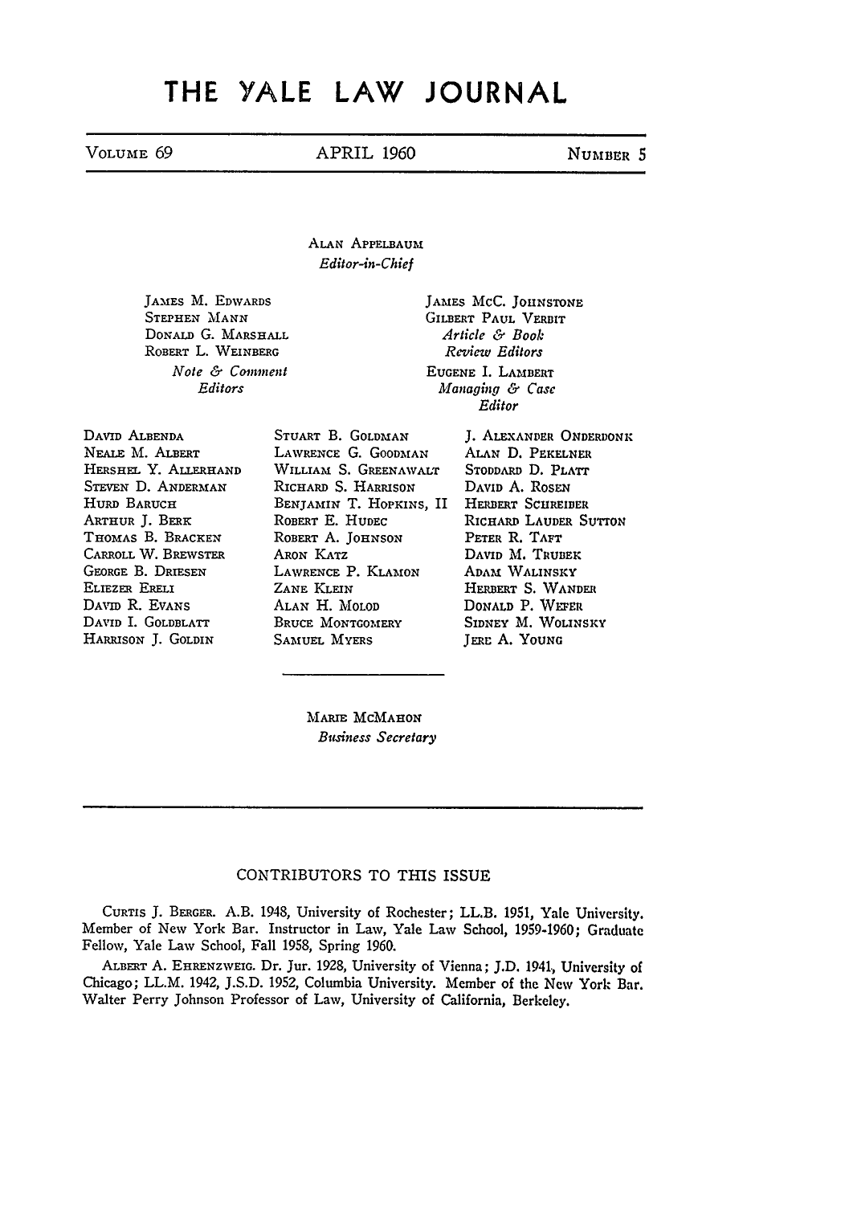# THE YALE LAW JOURNAL

VOLUME 69 | APRIL 1960 | NUMBER 5

ALAN APPELBAUM
*Editor-in-Chief*

JAMES M. EDWARDS
STEPHEN MANN
DONALD G. MARSHALL
ROBERT L. WEINBERG
*Note & Comment Editors*

JAMES McC. JOHNSTONE
GILBERT PAUL VERBIT
*Article & Book Review Editors*

EUGENE I. LAMBERT
*Managing & Case Editor*

DAVID ALBENDA
NEALE M. ALBERT
HERSHEL Y. ALLERHAND
STEVEN D. ANDERMAN
HURD BARUCH
ARTHUR J. BERK
THOMAS B. BRACKEN
CARROLL W. BREWSTER
GEORGE B. DRIESEN
ELIEZER ERELI
DAVID R. EVANS
DAVID I. GOLDBLATT
HARRISON J. GOLDIN
STUART B. GOLDMAN
LAWRENCE G. GOODMAN
WILLIAM S. GREENAWALT
RICHARD S. HARRISON
BENJAMIN T. HOPKINS, II
ROBERT E. HUDEC
ROBERT A. JOHNSON
ARON KATZ
LAWRENCE P. KLAMON
ZANE KLEIN
ALAN H. MOLOD
BRUCE MONTGOMERY
SAMUEL MYERS
J. ALEXANDER ONDERDONK
ALAN D. PEKELNER
STODDARD D. PLATT
DAVID A. ROSEN
HERBERT SCHREIBER
RICHARD LAUDER SUTTON
PETER R. TAFT
DAVID M. TRUBEK
ADAM WALINSKY
HERBERT S. WANDER
DONALD P. WEFER
SIDNEY M. WOLINSKY
JERE A. YOUNG

MARIE McMAHON
*Business Secretary*

---

CONTRIBUTORS TO THIS ISSUE

CURTIS J. BERGER. A.B. 1948, University of Rochester; LL.B. 1951, Yale University. Member of New York Bar. Instructor in Law, Yale Law School, 1959-1960; Graduate Fellow, Yale Law School, Fall 1958, Spring 1960.

ALBERT A. EHRENZWEIG. Dr. Jur. 1928, University of Vienna; J.D. 1941, University of Chicago; LL.M. 1942, J.S.D. 1952, Columbia University. Member of the New York Bar. Walter Perry Johnson Professor of Law, University of California, Berkeley.